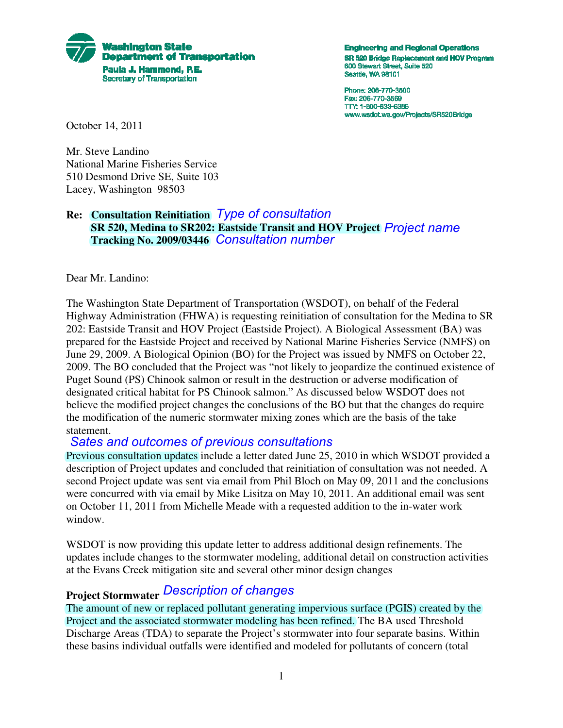**Washington State Department of Transportation**
**Paula J. Hammond, P.E.**
Secretary of Transportation

**Engineering and Regional Operations**
**SR 520 Bridge Replacement and HOV Program**
600 Stewart Street, Suite 520
Seattle, WA 98101

Phone: 206-770-3500
Fax: 206-770-3569
TTY: 1-800-833-6388
www.wsdot.wa.gov/Projects/SR520Bridge

October 14, 2011

Mr. Steve Landino
National Marine Fisheries Service
510 Desmond Drive SE, Suite 103
Lacey, Washington 98503

**Re: Consultation Reinitiation** *Type of consultation*
**SR 520, Medina to SR202: Eastside Transit and HOV Project** *Project name*
**Tracking No. 2009/03446** *Consultation number*

Dear Mr. Landino:

The Washington State Department of Transportation (WSDOT), on behalf of the Federal Highway Administration (FHWA) is requesting reinitiation of consultation for the Medina to SR 202: Eastside Transit and HOV Project (Eastside Project). A Biological Assessment (BA) was prepared for the Eastside Project and received by National Marine Fisheries Service (NMFS) on June 29, 2009. A Biological Opinion (BO) for the Project was issued by NMFS on October 22, 2009. The BO concluded that the Project was "not likely to jeopardize the continued existence of Puget Sound (PS) Chinook salmon or result in the destruction or adverse modification of designated critical habitat for PS Chinook salmon." As discussed below WSDOT does not believe the modified project changes the conclusions of the BO but that the changes do require the modification of the numeric stormwater mixing zones which are the basis of the take statement.

*Sates and outcomes of previous consultations*

Previous consultation updates include a letter dated June 25, 2010 in which WSDOT provided a description of Project updates and concluded that reinitiation of consultation was not needed. A second Project update was sent via email from Phil Bloch on May 09, 2011 and the conclusions were concurred with via email by Mike Lisitza on May 10, 2011. An additional email was sent on October 11, 2011 from Michelle Meade with a requested addition to the in-water work window.

WSDOT is now providing this update letter to address additional design refinements. The updates include changes to the stormwater modeling, additional detail on construction activities at the Evans Creek mitigation site and several other minor design changes

**Project Stormwater** *Description of changes*

The amount of new or replaced pollutant generating impervious surface (PGIS) created by the Project and the associated stormwater modeling has been refined. The BA used Threshold Discharge Areas (TDA) to separate the Project's stormwater into four separate basins. Within these basins individual outfalls were identified and modeled for pollutants of concern (total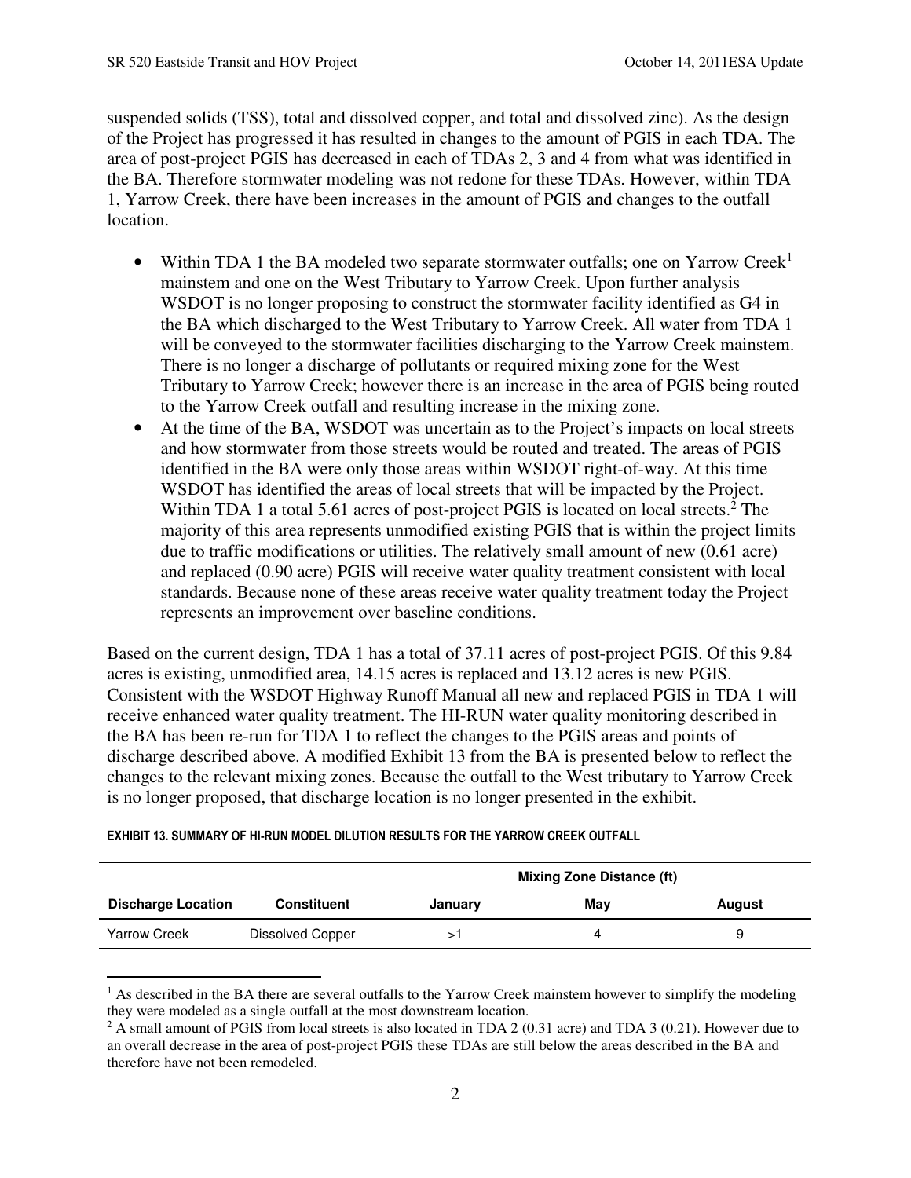suspended solids (TSS), total and dissolved copper, and total and dissolved zinc). As the design of the Project has progressed it has resulted in changes to the amount of PGIS in each TDA. The area of post-project PGIS has decreased in each of TDAs 2, 3 and 4 from what was identified in the BA. Therefore stormwater modeling was not redone for these TDAs. However, within TDA 1, Yarrow Creek, there have been increases in the amount of PGIS and changes to the outfall location.

- Within TDA 1 the BA modeled two separate stormwater outfalls; one on Yarrow Creek[1] mainstem and one on the West Tributary to Yarrow Creek. Upon further analysis WSDOT is no longer proposing to construct the stormwater facility identified as G4 in the BA which discharged to the West Tributary to Yarrow Creek. All water from TDA 1 will be conveyed to the stormwater facilities discharging to the Yarrow Creek mainstem. There is no longer a discharge of pollutants or required mixing zone for the West Tributary to Yarrow Creek; however there is an increase in the area of PGIS being routed to the Yarrow Creek outfall and resulting increase in the mixing zone.
- At the time of the BA, WSDOT was uncertain as to the Project's impacts on local streets and how stormwater from those streets would be routed and treated. The areas of PGIS identified in the BA were only those areas within WSDOT right-of-way. At this time WSDOT has identified the areas of local streets that will be impacted by the Project. Within TDA 1 a total 5.61 acres of post-project PGIS is located on local streets.[2] The majority of this area represents unmodified existing PGIS that is within the project limits due to traffic modifications or utilities. The relatively small amount of new (0.61 acre) and replaced (0.90 acre) PGIS will receive water quality treatment consistent with local standards. Because none of these areas receive water quality treatment today the Project represents an improvement over baseline conditions.

Based on the current design, TDA 1 has a total of 37.11 acres of post-project PGIS. Of this 9.84 acres is existing, unmodified area, 14.15 acres is replaced and 13.12 acres is new PGIS. Consistent with the WSDOT Highway Runoff Manual all new and replaced PGIS in TDA 1 will receive enhanced water quality treatment. The HI-RUN water quality monitoring described in the BA has been re-run for TDA 1 to reflect the changes to the PGIS areas and points of discharge described above. A modified Exhibit 13 from the BA is presented below to reflect the changes to the relevant mixing zones. Because the outfall to the West tributary to Yarrow Creek is no longer proposed, that discharge location is no longer presented in the exhibit.

**EXHIBIT 13. SUMMARY OF HI-RUN MODEL DILUTION RESULTS FOR THE YARROW CREEK OUTFALL**

| | | Mixing Zone Distance (ft) | | |
|---|---|---|---|---|
| Discharge Location | Constituent | January | May | August |
| Yarrow Creek | Dissolved Copper | >1 | 4 | 9 |

[1] As described in the BA there are several outfalls to the Yarrow Creek mainstem however to simplify the modeling they were modeled as a single outfall at the most downstream location.

[2] A small amount of PGIS from local streets is also located in TDA 2 (0.31 acre) and TDA 3 (0.21). However due to an overall decrease in the area of post-project PGIS these TDAs are still below the areas described in the BA and therefore have not been remodeled.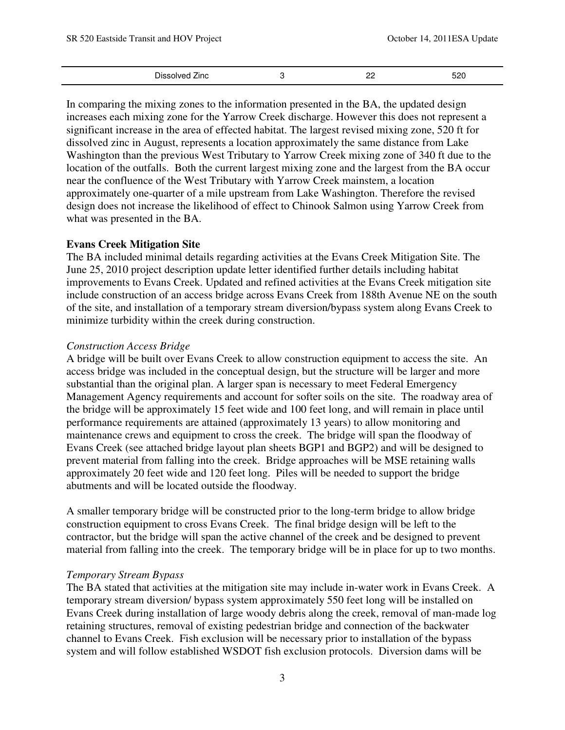| Dissolved Zinc | 3 | 22 | 520 |
|---|---|---|---|

In comparing the mixing zones to the information presented in the BA, the updated design increases each mixing zone for the Yarrow Creek discharge. However this does not represent a significant increase in the area of effected habitat. The largest revised mixing zone, 520 ft for dissolved zinc in August, represents a location approximately the same distance from Lake Washington than the previous West Tributary to Yarrow Creek mixing zone of 340 ft due to the location of the outfalls. Both the current largest mixing zone and the largest from the BA occur near the confluence of the West Tributary with Yarrow Creek mainstem, a location approximately one-quarter of a mile upstream from Lake Washington. Therefore the revised design does not increase the likelihood of effect to Chinook Salmon using Yarrow Creek from what was presented in the BA.

**Evans Creek Mitigation Site**

The BA included minimal details regarding activities at the Evans Creek Mitigation Site. The June 25, 2010 project description update letter identified further details including habitat improvements to Evans Creek. Updated and refined activities at the Evans Creek mitigation site include construction of an access bridge across Evans Creek from 188th Avenue NE on the south of the site, and installation of a temporary stream diversion/bypass system along Evans Creek to minimize turbidity within the creek during construction.

*Construction Access Bridge*

A bridge will be built over Evans Creek to allow construction equipment to access the site. An access bridge was included in the conceptual design, but the structure will be larger and more substantial than the original plan. A larger span is necessary to meet Federal Emergency Management Agency requirements and account for softer soils on the site. The roadway area of the bridge will be approximately 15 feet wide and 100 feet long, and will remain in place until performance requirements are attained (approximately 13 years) to allow monitoring and maintenance crews and equipment to cross the creek. The bridge will span the floodway of Evans Creek (see attached bridge layout plan sheets BGP1 and BGP2) and will be designed to prevent material from falling into the creek. Bridge approaches will be MSE retaining walls approximately 20 feet wide and 120 feet long. Piles will be needed to support the bridge abutments and will be located outside the floodway.

A smaller temporary bridge will be constructed prior to the long-term bridge to allow bridge construction equipment to cross Evans Creek. The final bridge design will be left to the contractor, but the bridge will span the active channel of the creek and be designed to prevent material from falling into the creek. The temporary bridge will be in place for up to two months.

*Temporary Stream Bypass*

The BA stated that activities at the mitigation site may include in-water work in Evans Creek. A temporary stream diversion/ bypass system approximately 550 feet long will be installed on Evans Creek during installation of large woody debris along the creek, removal of man-made log retaining structures, removal of existing pedestrian bridge and connection of the backwater channel to Evans Creek. Fish exclusion will be necessary prior to installation of the bypass system and will follow established WSDOT fish exclusion protocols. Diversion dams will be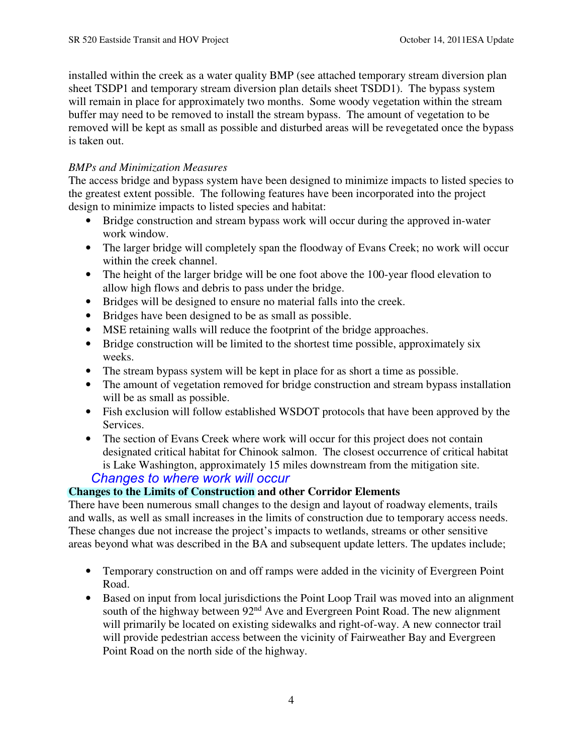installed within the creek as a water quality BMP (see attached temporary stream diversion plan sheet TSDP1 and temporary stream diversion plan details sheet TSDD1). The bypass system will remain in place for approximately two months. Some woody vegetation within the stream buffer may need to be removed to install the stream bypass. The amount of vegetation to be removed will be kept as small as possible and disturbed areas will be revegetated once the bypass is taken out.

*BMPs and Minimization Measures*

The access bridge and bypass system have been designed to minimize impacts to listed species to the greatest extent possible. The following features have been incorporated into the project design to minimize impacts to listed species and habitat:

- Bridge construction and stream bypass work will occur during the approved in-water work window.
- The larger bridge will completely span the floodway of Evans Creek; no work will occur within the creek channel.
- The height of the larger bridge will be one foot above the 100-year flood elevation to allow high flows and debris to pass under the bridge.
- Bridges will be designed to ensure no material falls into the creek.
- Bridges have been designed to be as small as possible.
- MSE retaining walls will reduce the footprint of the bridge approaches.
- Bridge construction will be limited to the shortest time possible, approximately six weeks.
- The stream bypass system will be kept in place for as short a time as possible.
- The amount of vegetation removed for bridge construction and stream bypass installation will be as small as possible.
- Fish exclusion will follow established WSDOT protocols that have been approved by the Services.
- The section of Evans Creek where work will occur for this project does not contain designated critical habitat for Chinook salmon. The closest occurrence of critical habitat is Lake Washington, approximately 15 miles downstream from the mitigation site.

*Changes to where work will occur*

**Changes to the Limits of Construction and other Corridor Elements**

There have been numerous small changes to the design and layout of roadway elements, trails and walls, as well as small increases in the limits of construction due to temporary access needs. These changes due not increase the project's impacts to wetlands, streams or other sensitive areas beyond what was described in the BA and subsequent update letters. The updates include;

- Temporary construction on and off ramps were added in the vicinity of Evergreen Point Road.
- Based on input from local jurisdictions the Point Loop Trail was moved into an alignment south of the highway between 92nd Ave and Evergreen Point Road. The new alignment will primarily be located on existing sidewalks and right-of-way. A new connector trail will provide pedestrian access between the vicinity of Fairweather Bay and Evergreen Point Road on the north side of the highway.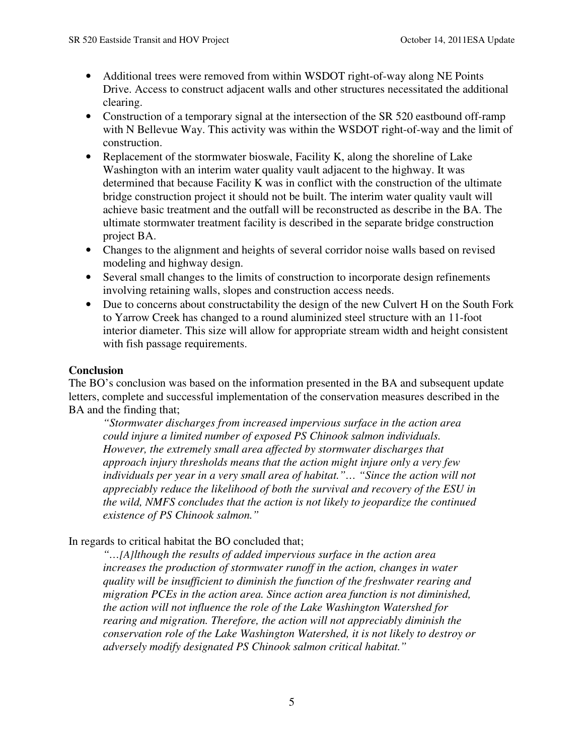- Additional trees were removed from within WSDOT right-of-way along NE Points Drive. Access to construct adjacent walls and other structures necessitated the additional clearing.
- Construction of a temporary signal at the intersection of the SR 520 eastbound off-ramp with N Bellevue Way. This activity was within the WSDOT right-of-way and the limit of construction.
- Replacement of the stormwater bioswale, Facility K, along the shoreline of Lake Washington with an interim water quality vault adjacent to the highway. It was determined that because Facility K was in conflict with the construction of the ultimate bridge construction project it should not be built. The interim water quality vault will achieve basic treatment and the outfall will be reconstructed as describe in the BA. The ultimate stormwater treatment facility is described in the separate bridge construction project BA.
- Changes to the alignment and heights of several corridor noise walls based on revised modeling and highway design.
- Several small changes to the limits of construction to incorporate design refinements involving retaining walls, slopes and construction access needs.
- Due to concerns about constructability the design of the new Culvert H on the South Fork to Yarrow Creek has changed to a round aluminized steel structure with an 11-foot interior diameter. This size will allow for appropriate stream width and height consistent with fish passage requirements.

**Conclusion**

The BO's conclusion was based on the information presented in the BA and subsequent update letters, complete and successful implementation of the conservation measures described in the BA and the finding that;

> *"Stormwater discharges from increased impervious surface in the action area could injure a limited number of exposed PS Chinook salmon individuals. However, the extremely small area affected by stormwater discharges that approach injury thresholds means that the action might injure only a very few individuals per year in a very small area of habitat."… "Since the action will not appreciably reduce the likelihood of both the survival and recovery of the ESU in the wild, NMFS concludes that the action is not likely to jeopardize the continued existence of PS Chinook salmon."*

In regards to critical habitat the BO concluded that;

> *"…[A]lthough the results of added impervious surface in the action area increases the production of stormwater runoff in the action, changes in water quality will be insufficient to diminish the function of the freshwater rearing and migration PCEs in the action area. Since action area function is not diminished, the action will not influence the role of the Lake Washington Watershed for rearing and migration. Therefore, the action will not appreciably diminish the conservation role of the Lake Washington Watershed, it is not likely to destroy or adversely modify designated PS Chinook salmon critical habitat."*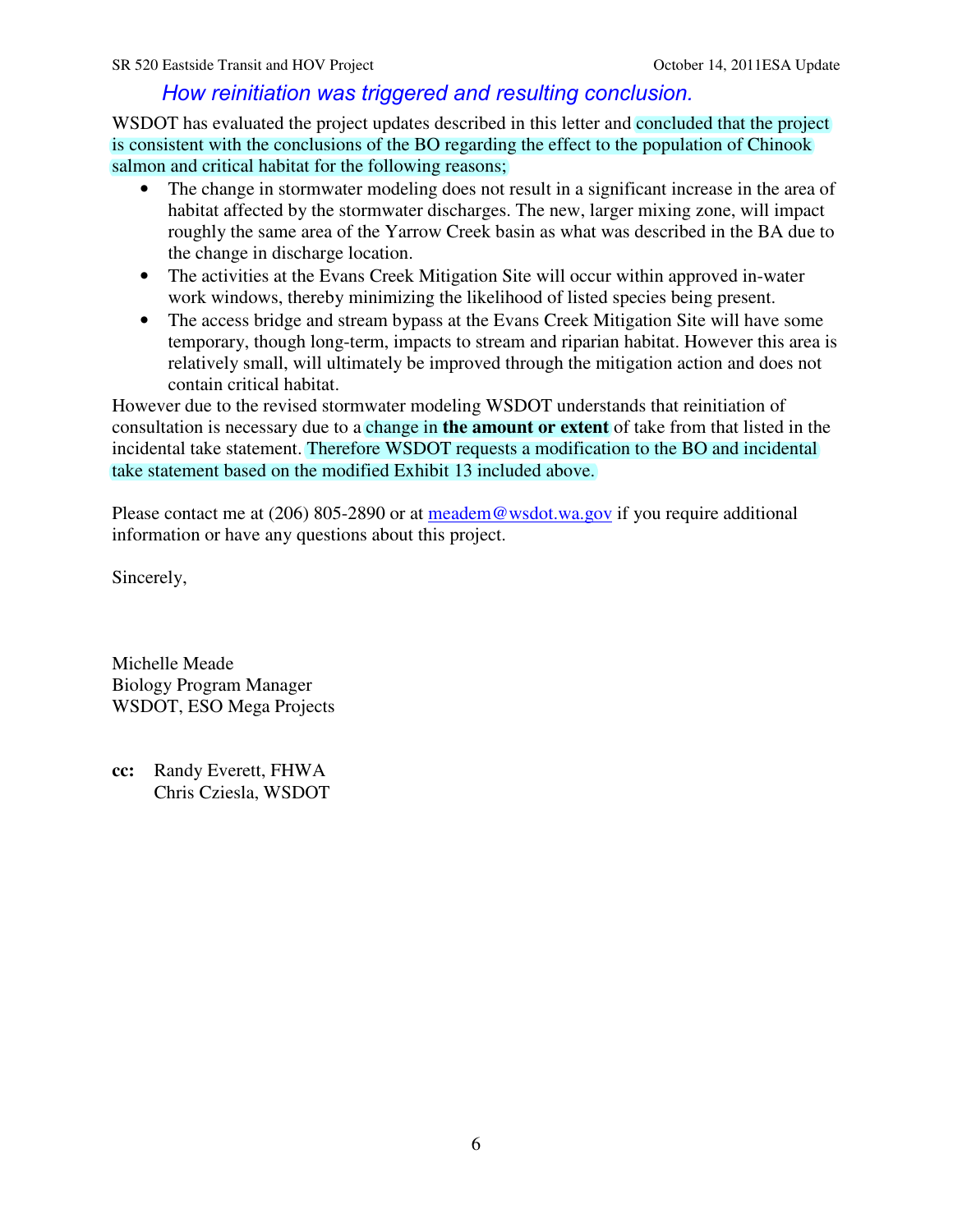*How reinitiation was triggered and resulting conclusion.*

WSDOT has evaluated the project updates described in this letter and concluded that the project is consistent with the conclusions of the BO regarding the effect to the population of Chinook salmon and critical habitat for the following reasons;

- The change in stormwater modeling does not result in a significant increase in the area of habitat affected by the stormwater discharges. The new, larger mixing zone, will impact roughly the same area of the Yarrow Creek basin as what was described in the BA due to the change in discharge location.
- The activities at the Evans Creek Mitigation Site will occur within approved in-water work windows, thereby minimizing the likelihood of listed species being present.
- The access bridge and stream bypass at the Evans Creek Mitigation Site will have some temporary, though long-term, impacts to stream and riparian habitat. However this area is relatively small, will ultimately be improved through the mitigation action and does not contain critical habitat.

However due to the revised stormwater modeling WSDOT understands that reinitiation of consultation is necessary due to a change in **the amount or extent** of take from that listed in the incidental take statement. Therefore WSDOT requests a modification to the BO and incidental take statement based on the modified Exhibit 13 included above.

Please contact me at (206) 805-2890 or at meadem@wsdot.wa.gov if you require additional information or have any questions about this project.

Sincerely,

Michelle Meade
Biology Program Manager
WSDOT, ESO Mega Projects

**cc:** Randy Everett, FHWA
Chris Cziesla, WSDOT